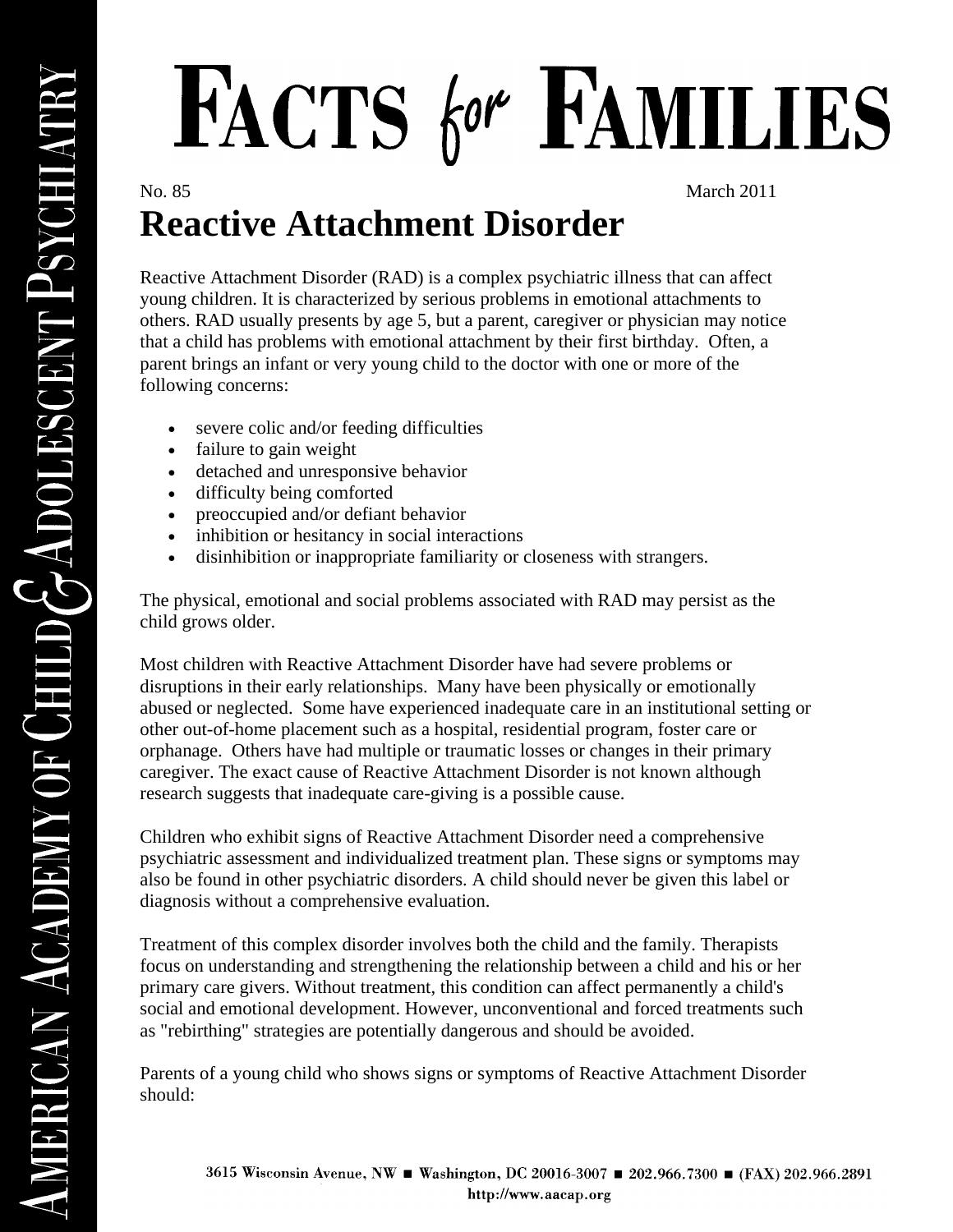# Facts for Families

No. 85 March 2011

## Reactive Attachment Disorder

Reactive Attachment Disorder (RAD) is a complex psychiatric illness that can affect young children. It is characterized by serious problems in emotional attachments to others. RAD usually presents by age 5, but a parent, caregiver or physician may notice that a child has problems with emotional attachment by their first birthday. Often, a parent brings an infant or very young child to the doctor with one or more of the following concerns:

- severe colic and/or feeding difficulties
- failure to gain weight
- detached and unresponsive behavior
- difficulty being comforted
- preoccupied and/or defiant behavior
- inhibition or hesitancy in social interactions
- disinhibition or inappropriate familiarity or closeness with strangers.

The physical, emotional and social problems associated with RAD may persist as the child grows older.

Most children with Reactive Attachment Disorder have had severe problems or disruptions in their early relationships. Many have been physically or emotionally abused or neglected. Some have experienced inadequate care in an institutional setting or other out-of-home placement such as a hospital, residential program, foster care or orphanage. Others have had multiple or traumatic losses or changes in their primary caregiver. The exact cause of Reactive Attachment Disorder is not known although research suggests that inadequate care-giving is a possible cause.

Children who exhibit signs of Reactive Attachment Disorder need a comprehensive psychiatric assessment and individualized treatment plan. These signs or symptoms may also be found in other psychiatric disorders. A child should never be given this label or diagnosis without a comprehensive evaluation.

Treatment of this complex disorder involves both the child and the family. Therapists focus on understanding and strengthening the relationship between a child and his or her primary care givers. Without treatment, this condition can affect permanently a child's social and emotional development. However, unconventional and forced treatments such as "rebirthing" strategies are potentially dangerous and should be avoided.

Parents of a young child who shows signs or symptoms of Reactive Attachment Disorder should: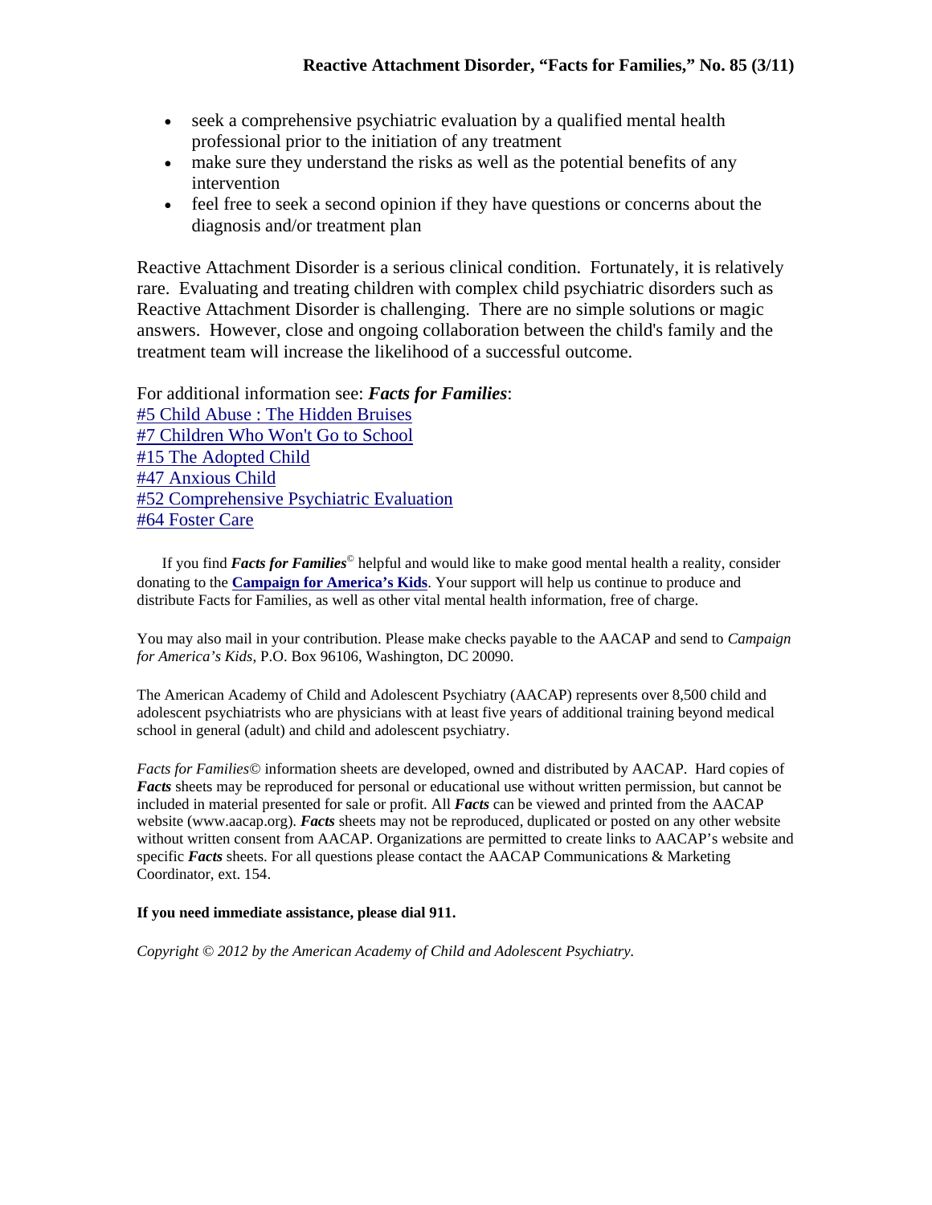- seek a comprehensive psychiatric evaluation by a qualified mental health professional prior to the initiation of any treatment
- make sure they understand the risks as well as the potential benefits of any intervention
- feel free to seek a second opinion if they have questions or concerns about the diagnosis and/or treatment plan

Reactive Attachment Disorder is a serious clinical condition. Fortunately, it is relatively rare. Evaluating and treating children with complex child psychiatric disorders such as Reactive Attachment Disorder is challenging. There are no simple solutions or magic answers. However, close and ongoing collaboration between the child's family and the treatment team will increase the likelihood of a successful outcome.

For additional information see: ***Facts for Families***:
#5 Child Abuse : The Hidden Bruises
#7 Children Who Won't Go to School
#15 The Adopted Child
#47 Anxious Child
#52 Comprehensive Psychiatric Evaluation
#64 Foster Care

If you find ***Facts for Families***© helpful and would like to make good mental health a reality, consider donating to the **Campaign for America's Kids**. Your support will help us continue to produce and distribute Facts for Families, as well as other vital mental health information, free of charge.

You may also mail in your contribution. Please make checks payable to the AACAP and send to *Campaign for America's Kids*, P.O. Box 96106, Washington, DC 20090.

The American Academy of Child and Adolescent Psychiatry (AACAP) represents over 8,500 child and adolescent psychiatrists who are physicians with at least five years of additional training beyond medical school in general (adult) and child and adolescent psychiatry.

*Facts for Families*© information sheets are developed, owned and distributed by AACAP. Hard copies of ***Facts*** sheets may be reproduced for personal or educational use without written permission, but cannot be included in material presented for sale or profit. All ***Facts*** can be viewed and printed from the AACAP website (www.aacap.org). ***Facts*** sheets may not be reproduced, duplicated or posted on any other website without written consent from AACAP. Organizations are permitted to create links to AACAP's website and specific ***Facts*** sheets. For all questions please contact the AACAP Communications & Marketing Coordinator, ext. 154.

**If you need immediate assistance, please dial 911.**

*Copyright © 2012 by the American Academy of Child and Adolescent Psychiatry.*